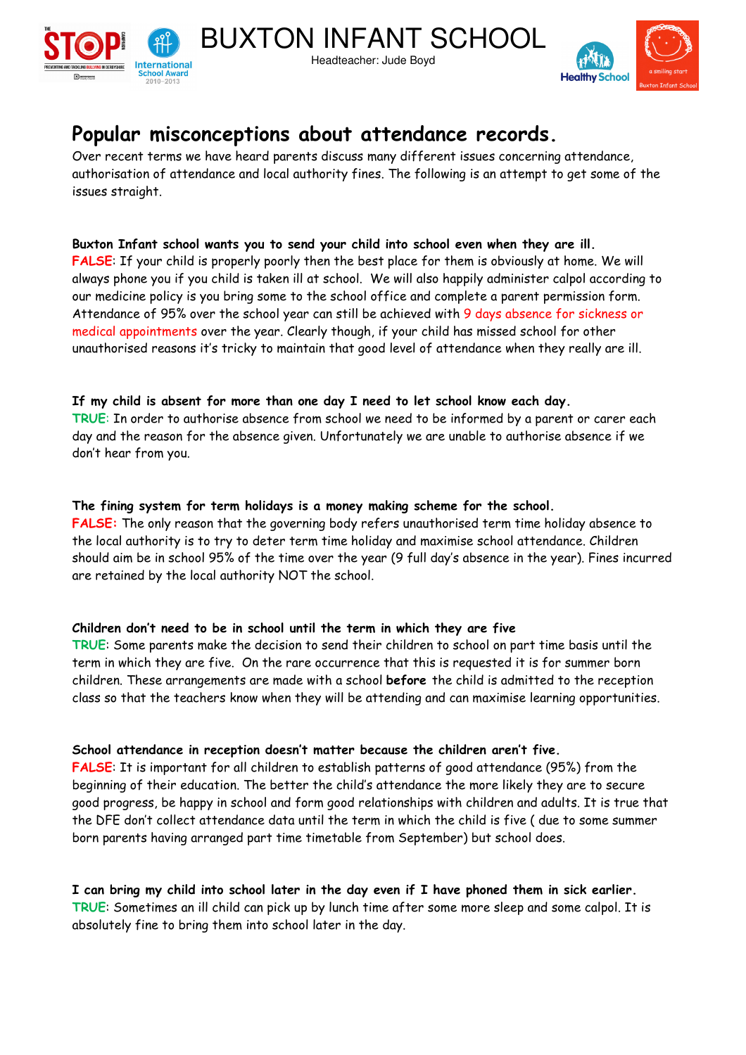# BUXTON INFANT SCHOOL

Headteacher: Jude Boyd

## Popular misconceptions about attendance records.

Over recent terms we have heard parents discuss many different issues concerning attendance, authorisation of attendance and local authority fines. The following is an attempt to get some of the issues straight.

**Buxton Infant school wants you to send your child into school even when they are ill.**
FALSE: If your child is properly poorly then the best place for them is obviously at home. We will always phone you if you child is taken ill at school. We will also happily administer calpol according to our medicine policy is you bring some to the school office and complete a parent permission form. Attendance of 95% over the school year can still be achieved with 9 days absence for sickness or medical appointments over the year. Clearly though, if your child has missed school for other unauthorised reasons it's tricky to maintain that good level of attendance when they really are ill.

**If my child is absent for more than one day I need to let school know each day.**
TRUE: In order to authorise absence from school we need to be informed by a parent or carer each day and the reason for the absence given. Unfortunately we are unable to authorise absence if we don't hear from you.

**The fining system for term holidays is a money making scheme for the school.**
FALSE: The only reason that the governing body refers unauthorised term time holiday absence to the local authority is to try to deter term time holiday and maximise school attendance. Children should aim be in school 95% of the time over the year (9 full day's absence in the year). Fines incurred are retained by the local authority NOT the school.

**Children don't need to be in school until the term in which they are five**
TRUE: Some parents make the decision to send their children to school on part time basis until the term in which they are five. On the rare occurrence that this is requested it is for summer born children. These arrangements are made with a school **before** the child is admitted to the reception class so that the teachers know when they will be attending and can maximise learning opportunities.

**School attendance in reception doesn't matter because the children aren't five.**
FALSE: It is important for all children to establish patterns of good attendance (95%) from the beginning of their education. The better the child's attendance the more likely they are to secure good progress, be happy in school and form good relationships with children and adults. It is true that the DFE don't collect attendance data until the term in which the child is five ( due to some summer born parents having arranged part time timetable from September) but school does.

**I can bring my child into school later in the day even if I have phoned them in sick earlier.**
TRUE: Sometimes an ill child can pick up by lunch time after some more sleep and some calpol. It is absolutely fine to bring them into school later in the day.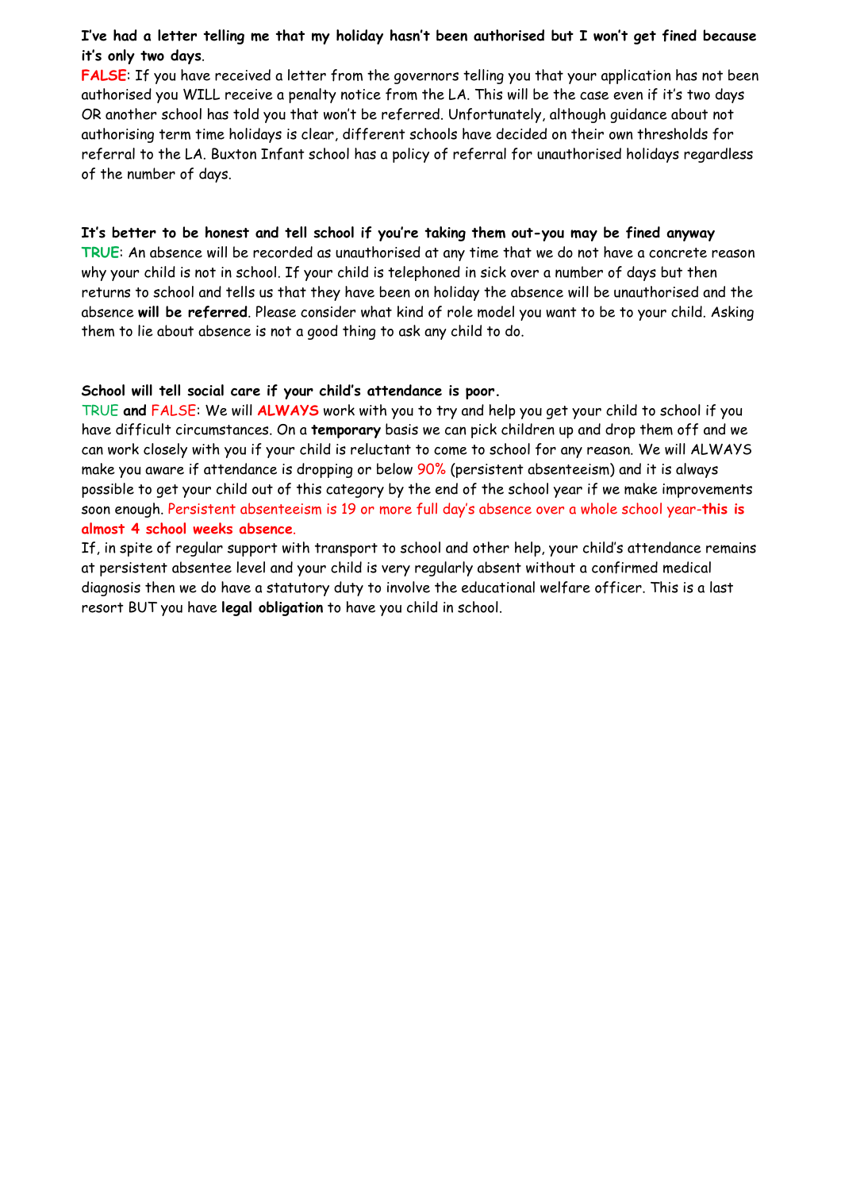**I've had a letter telling me that my holiday hasn't been authorised but I won't get fined because it's only two days**.

**FALSE**: If you have received a letter from the governors telling you that your application has not been authorised you WILL receive a penalty notice from the LA. This will be the case even if it's two days OR another school has told you that won't be referred. Unfortunately, although guidance about not authorising term time holidays is clear, different schools have decided on their own thresholds for referral to the LA. Buxton Infant school has a policy of referral for unauthorised holidays regardless of the number of days.

**It's better to be honest and tell school if you're taking them out-you may be fined anyway**

**TRUE**: An absence will be recorded as unauthorised at any time that we do not have a concrete reason why your child is not in school. If your child is telephoned in sick over a number of days but then returns to school and tells us that they have been on holiday the absence will be unauthorised and the absence **will be referred**. Please consider what kind of role model you want to be to your child. Asking them to lie about absence is not a good thing to ask any child to do.

**School will tell social care if your child's attendance is poor.**

TRUE **and** FALSE: We will **ALWAYS** work with you to try and help you get your child to school if you have difficult circumstances. On a **temporary** basis we can pick children up and drop them off and we can work closely with you if your child is reluctant to come to school for any reason. We will ALWAYS make you aware if attendance is dropping or below 90% (persistent absenteeism) and it is always possible to get your child out of this category by the end of the school year if we make improvements soon enough. Persistent absenteeism is 19 or more full day's absence over a whole school year-**this is almost 4 school weeks absence**.

If, in spite of regular support with transport to school and other help, your child's attendance remains at persistent absentee level and your child is very regularly absent without a confirmed medical diagnosis then we do have a statutory duty to involve the educational welfare officer. This is a last resort BUT you have **legal obligation** to have you child in school.